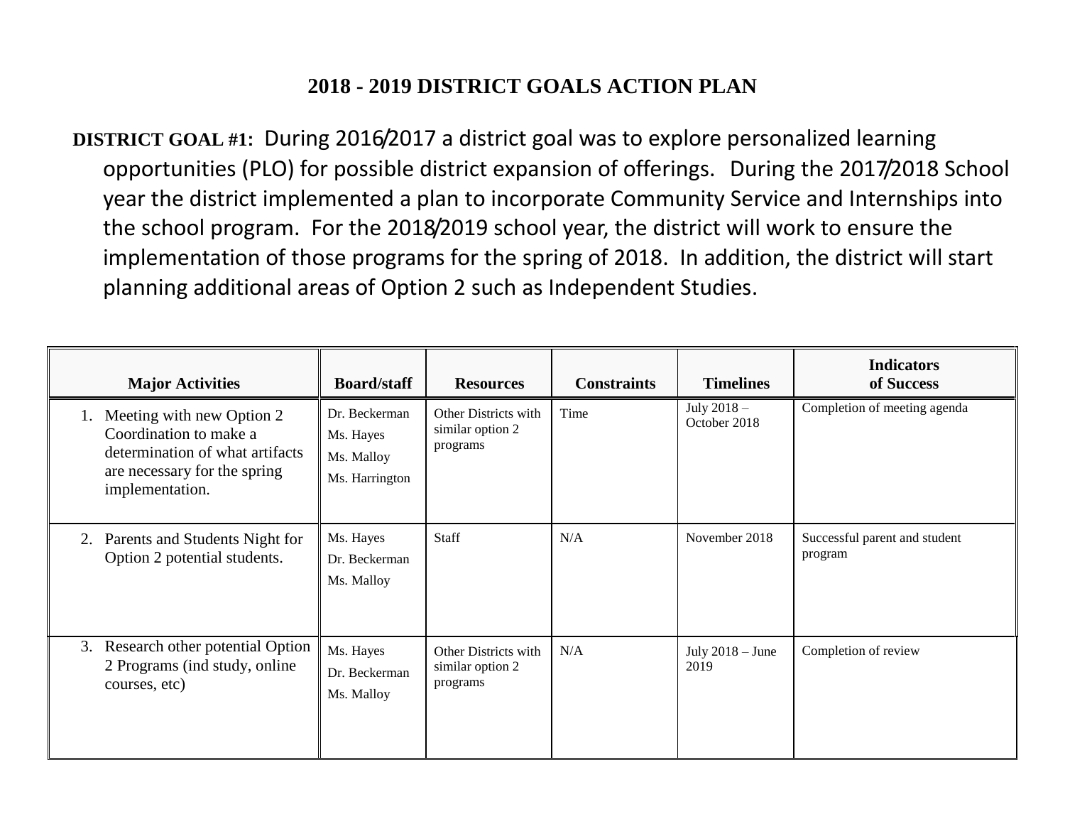# 2018 - 2019 DISTRICT GOALS ACTION PLAN

**DISTRICT GOAL #1:** During 2016/2017 a district goal was to explore personalized learning opportunities (PLO) for possible district expansion of offerings. During the 2017/2018 School year the district implemented a plan to incorporate Community Service and Internships into the school program. For the 2018/2019 school year, the district will work to ensure the implementation of those programs for the spring of 2018. In addition, the district will start planning additional areas of Option 2 such as Independent Studies.

| Major Activities | Board/staff | Resources | Constraints | Timelines | Indicators of Success |
|---|---|---|---|---|---|
| 1. Meeting with new Option 2 Coordination to make a determination of what artifacts are necessary for the spring implementation. | Dr. Beckerman<br>Ms. Hayes<br>Ms. Malloy<br>Ms. Harrington | Other Districts with similar option 2 programs | Time | July 2018 – October 2018 | Completion of meeting agenda |
| 2. Parents and Students Night for Option 2 potential students. | Ms. Hayes<br>Dr. Beckerman<br>Ms. Malloy | Staff | N/A | November 2018 | Successful parent and student program |
| 3. Research other potential Option 2 Programs (ind study, online courses, etc) | Ms. Hayes<br>Dr. Beckerman<br>Ms. Malloy | Other Districts with similar option 2 programs | N/A | July 2018 – June 2019 | Completion of review |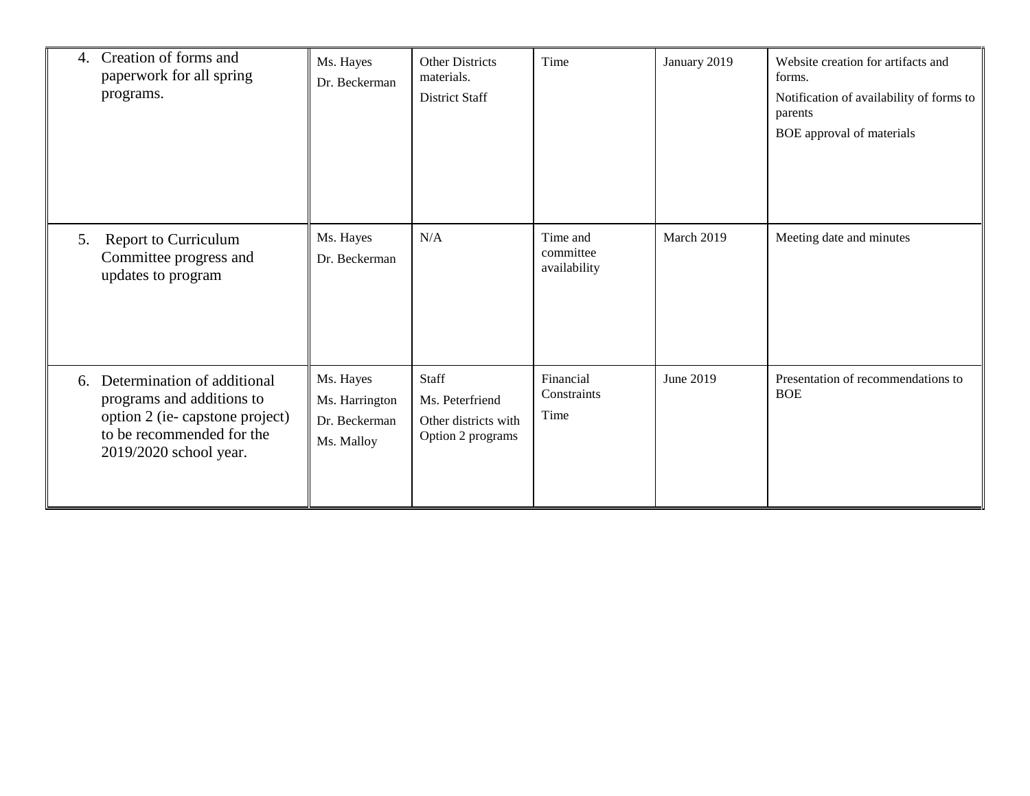| | | | | | |
|---|---|---|---|---|---|
| 4. Creation of forms and paperwork for all spring programs. | Ms. Hayes<br>Dr. Beckerman | Other Districts materials.<br>District Staff | Time | January 2019 | Website creation for artifacts and forms.<br>Notification of availability of forms to parents<br>BOE approval of materials |
| 5. Report to Curriculum Committee progress and updates to program | Ms. Hayes<br>Dr. Beckerman | N/A | Time and committee availability | March 2019 | Meeting date and minutes |
| 6. Determination of additional programs and additions to option 2 (ie- capstone project) to be recommended for the 2019/2020 school year. | Ms. Hayes<br>Ms. Harrington<br>Dr. Beckerman<br>Ms. Malloy | Staff<br>Ms. Peterfriend<br>Other districts with Option 2 programs | Financial Constraints<br>Time | June 2019 | Presentation of recommendations to BOE |